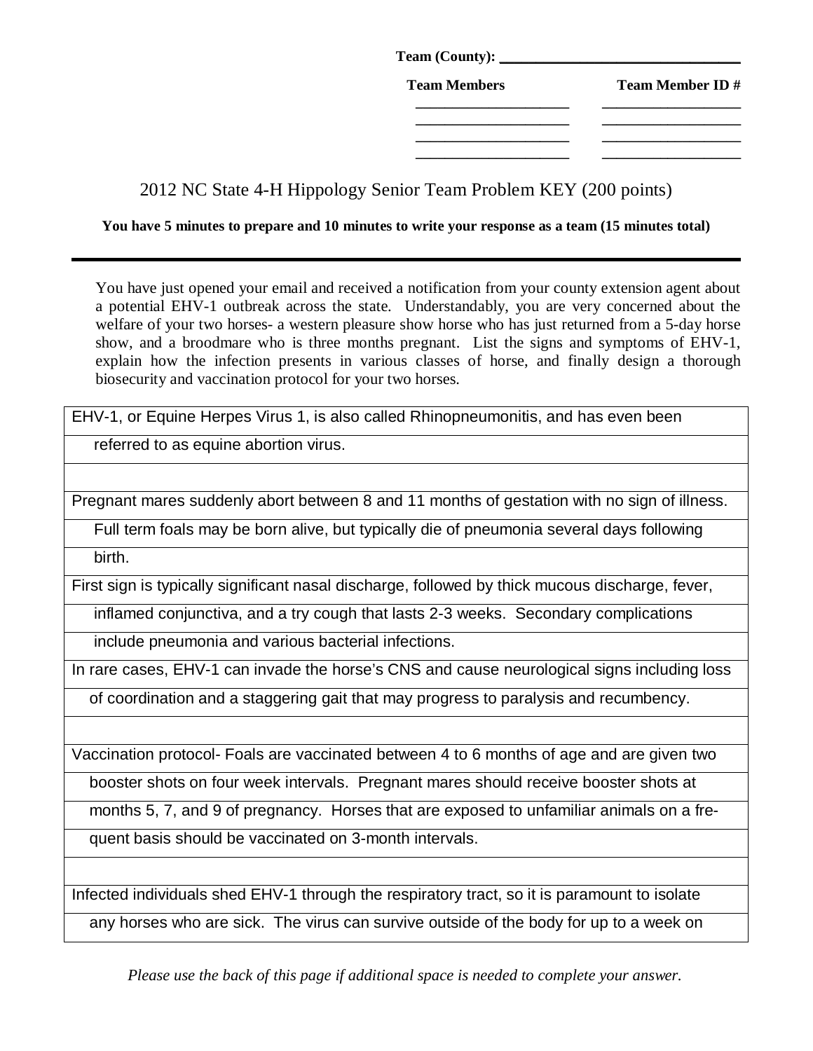Team (County): ________________________________

| Team Members | Team Member ID # |
|---|---|
| ___________________ | _________________ |
| ___________________ | _________________ |
| ___________________ | _________________ |
| ___________________ | _________________ |

# 2012 NC State 4-H Hippology Senior Team Problem KEY (200 points)

**You have 5 minutes to prepare and 10 minutes to write your response as a team (15 minutes total)**

---

You have just opened your email and received a notification from your county extension agent about a potential EHV-1 outbreak across the state. Understandably, you are very concerned about the welfare of your two horses- a western pleasure show horse who has just returned from a 5-day horse show, and a broodmare who is three months pregnant. List the signs and symptoms of EHV-1, explain how the infection presents in various classes of horse, and finally design a thorough biosecurity and vaccination protocol for your two horses.

EHV-1, or Equine Herpes Virus 1, is also called Rhinopneumonitis, and has even been referred to as equine abortion virus.

Pregnant mares suddenly abort between 8 and 11 months of gestation with no sign of illness. Full term foals may be born alive, but typically die of pneumonia several days following birth.

First sign is typically significant nasal discharge, followed by thick mucous discharge, fever, inflamed conjunctiva, and a try cough that lasts 2-3 weeks. Secondary complications include pneumonia and various bacterial infections.

In rare cases, EHV-1 can invade the horse's CNS and cause neurological signs including loss of coordination and a staggering gait that may progress to paralysis and recumbency.

Vaccination protocol- Foals are vaccinated between 4 to 6 months of age and are given two booster shots on four week intervals. Pregnant mares should receive booster shots at months 5, 7, and 9 of pregnancy. Horses that are exposed to unfamiliar animals on a frequent basis should be vaccinated on 3-month intervals.

Infected individuals shed EHV-1 through the respiratory tract, so it is paramount to isolate any horses who are sick. The virus can survive outside of the body for up to a week on

*Please use the back of this page if additional space is needed to complete your answer.*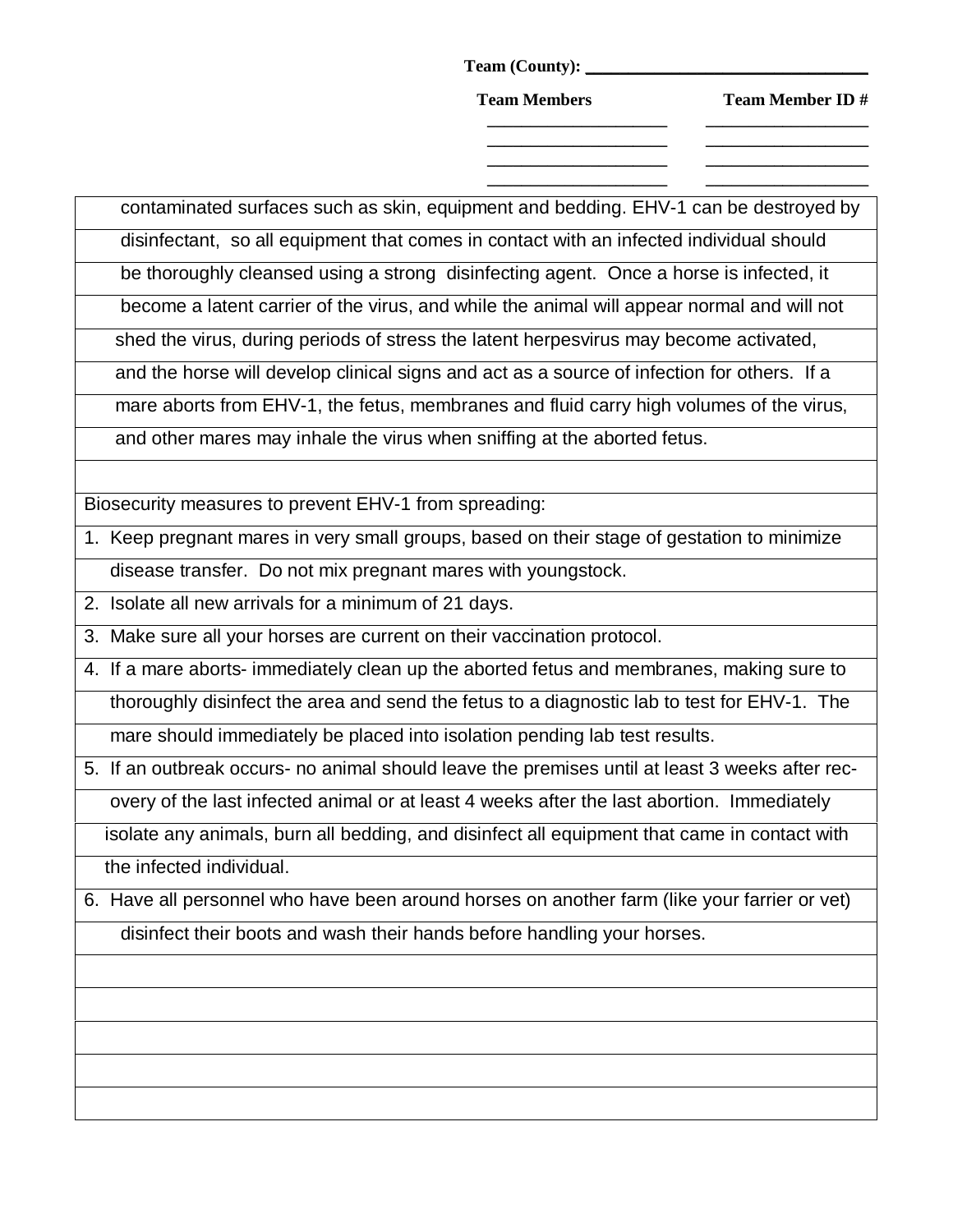Team (County): ______________________________

| Team Members | Team Member ID # |
| --- | --- |
| __________________ | ________________ |
| __________________ | ________________ |
| __________________ | ________________ |
| __________________ | ________________ |

contaminated surfaces such as skin, equipment and bedding. EHV-1 can be destroyed by disinfectant, so all equipment that comes in contact with an infected individual should be thoroughly cleansed using a strong disinfecting agent. Once a horse is infected, it become a latent carrier of the virus, and while the animal will appear normal and will not shed the virus, during periods of stress the latent herpesvirus may become activated, and the horse will develop clinical signs and act as a source of infection for others. If a mare aborts from EHV-1, the fetus, membranes and fluid carry high volumes of the virus, and other mares may inhale the virus when sniffing at the aborted fetus.

Biosecurity measures to prevent EHV-1 from spreading:

1. Keep pregnant mares in very small groups, based on their stage of gestation to minimize disease transfer. Do not mix pregnant mares with youngstock.
2. Isolate all new arrivals for a minimum of 21 days.
3. Make sure all your horses are current on their vaccination protocol.
4. If a mare aborts- immediately clean up the aborted fetus and membranes, making sure to thoroughly disinfect the area and send the fetus to a diagnostic lab to test for EHV-1. The mare should immediately be placed into isolation pending lab test results.
5. If an outbreak occurs- no animal should leave the premises until at least 3 weeks after recovery of the last infected animal or at least 4 weeks after the last abortion. Immediately isolate any animals, burn all bedding, and disinfect all equipment that came in contact with the infected individual.
6. Have all personnel who have been around horses on another farm (like your farrier or vet) disinfect their boots and wash their hands before handling your horses.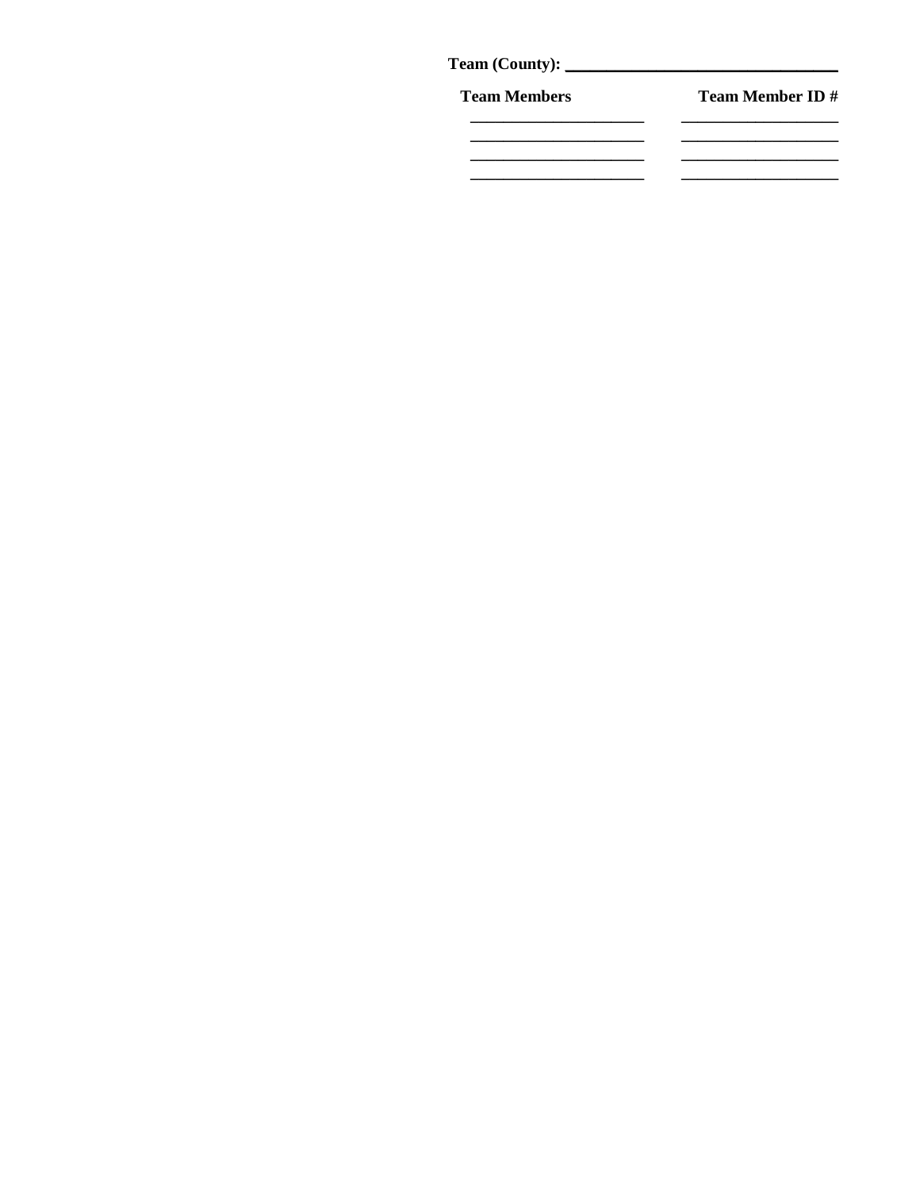**Team (County):** ______________________________

| **Team Members** | **Team Member ID #** |
| --- | --- |
| ____________________ | __________________ |
| ____________________ | __________________ |
| ____________________ | __________________ |
| ____________________ | __________________ |